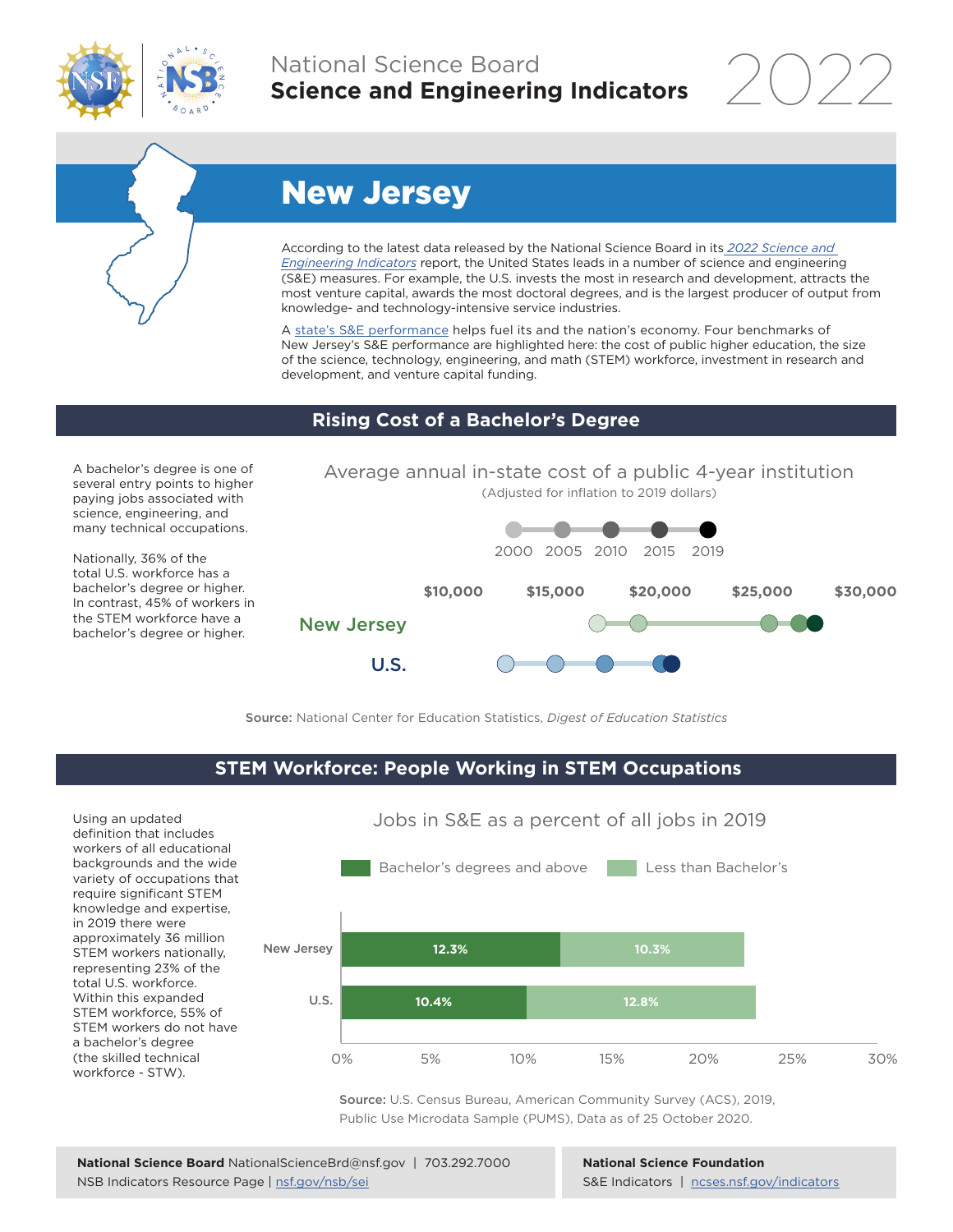# National Science Board
## Science and Engineering Indicators 2022

# New Jersey

According to the latest data released by the National Science Board in its *2022 Science and Engineering Indicators* report, the United States leads in a number of science and engineering (S&E) measures. For example, the U.S. invests the most in research and development, attracts the most venture capital, awards the most doctoral degrees, and is the largest producer of output from knowledge- and technology-intensive service industries.

A state's S&E performance helps fuel its and the nation's economy. Four benchmarks of New Jersey's S&E performance are highlighted here: the cost of public higher education, the size of the science, technology, engineering, and math (STEM) workforce, investment in research and development, and venture capital funding.

## Rising Cost of a Bachelor's Degree

A bachelor's degree is one of several entry points to higher paying jobs associated with science, engineering, and many technical occupations.

Nationally, 36% of the total U.S. workforce has a bachelor's degree or higher. In contrast, 45% of workers in the STEM workforce have a bachelor's degree or higher.

**Average annual in-state cost of a public 4-year institution**
(Adjusted for inflation to 2019 dollars)

Legend: 2000, 2005, 2010, 2015, 2019

Axis: $10,000 | $15,000 | $20,000 | $25,000 | $30,000

Rows: New Jersey, U.S.

**Source:** National Center for Education Statistics, *Digest of Education Statistics*

## STEM Workforce: People Working in STEM Occupations

Using an updated definition that includes workers of all educational backgrounds and the wide variety of occupations that require significant STEM knowledge and expertise, in 2019 there were approximately 36 million STEM workers nationally, representing 23% of the total U.S. workforce. Within this expanded STEM workforce, 55% of STEM workers do not have a bachelor's degree (the skilled technical workforce - STW).

**Jobs in S&E as a percent of all jobs in 2019**

| | Bachelor's degrees and above | Less than Bachelor's |
|---|---|---|
| New Jersey | 12.3% | 10.3% |
| U.S. | 10.4% | 12.8% |

**Source:** U.S. Census Bureau, American Community Survey (ACS), 2019, Public Use Microdata Sample (PUMS), Data as of 25 October 2020.

**National Science Board** NationalScienceBrd@nsf.gov | 703.292.7000
NSB Indicators Resource Page | nsf.gov/nsb/sei

**National Science Foundation**
S&E Indicators | ncses.nsf.gov/indicators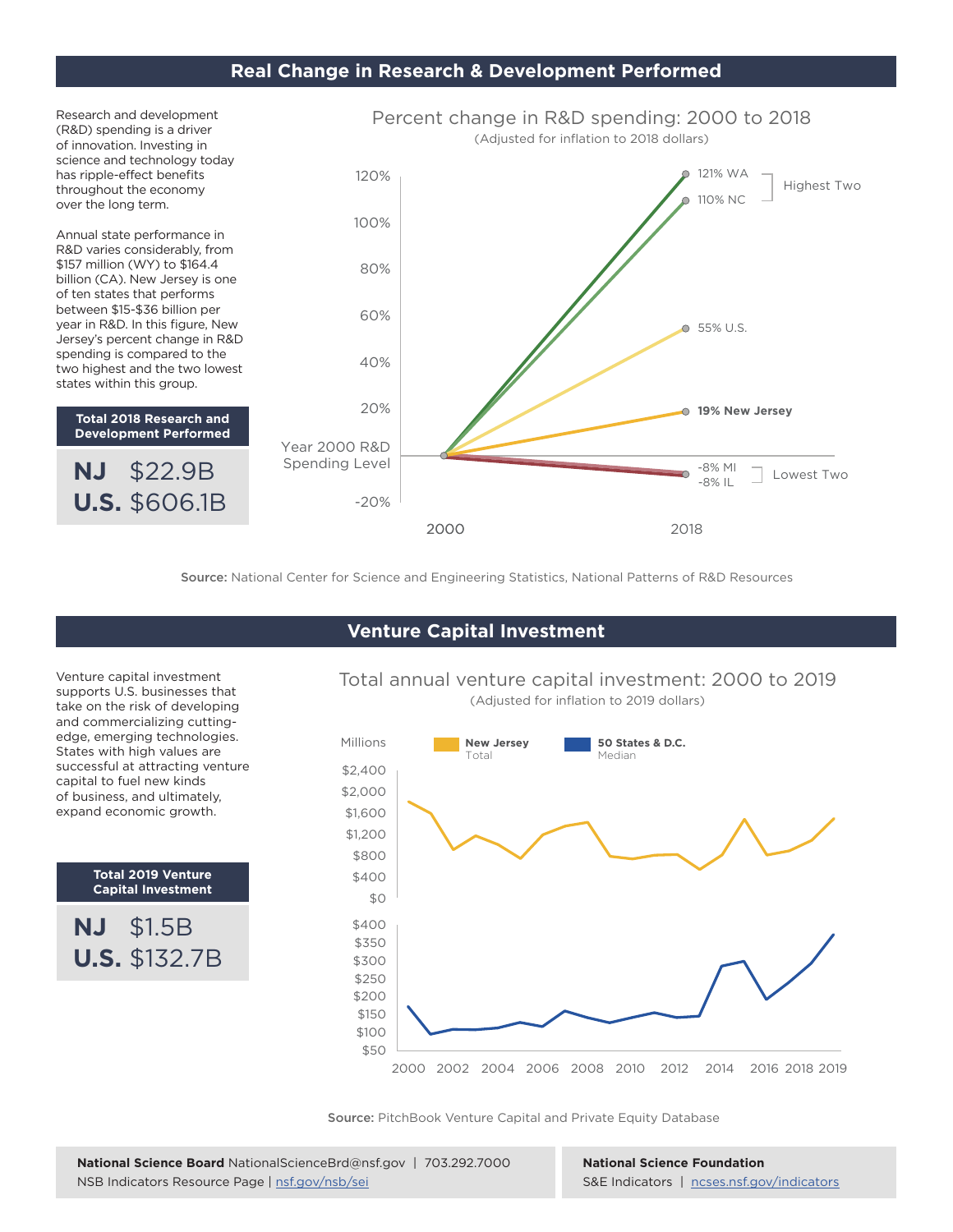## Real Change in Research & Development Performed

Research and development (R&D) spending is a driver of innovation. Investing in science and technology today has ripple-effect benefits throughout the economy over the long term.

Annual state performance in R&D varies considerably, from $157 million (WY) to $164.4 billion (CA). New Jersey is one of ten states that performs between $15-$36 billion per year in R&D. In this figure, New Jersey's percent change in R&D spending is compared to the two highest and the two lowest states within this group.

**Total 2018 Research and Development Performed**

**NJ** $22.9B
**U.S.** $606.1B

Percent change in R&D spending: 2000 to 2018
(Adjusted for inflation to 2018 dollars)

120%
100%
80%
60%
40%
20%
-20%

Year 2000 R&D Spending Level

121% WA
110% NC
Highest Two
55% U.S.
**19% New Jersey**
-8% MI
-8% IL
Lowest Two

2000
2018

**Source:** National Center for Science and Engineering Statistics, National Patterns of R&D Resources

## Venture Capital Investment

Venture capital investment supports U.S. businesses that take on the risk of developing and commercializing cutting-edge, emerging technologies. States with high values are successful at attracting venture capital to fuel new kinds of business, and ultimately, expand economic growth.

**Total 2019 Venture Capital Investment**

**NJ** $1.5B
**U.S.** $132.7B

Total annual venture capital investment: 2000 to 2019
(Adjusted for inflation to 2019 dollars)

Millions

**New Jersey** Total

**50 States & D.C.** Median

$2,400
$2,000
$1,600
$1,200
$800
$400
$0

$400
$350
$300
$250
$200
$150
$100
$50

2000 2002 2004 2006 2008 2010 2012 2014 2016 2018 2019

**Source:** PitchBook Venture Capital and Private Equity Database

**National Science Board** NationalScienceBrd@nsf.gov | 703.292.7000
NSB Indicators Resource Page | nsf.gov/nsb/sei

**National Science Foundation**
S&E Indicators | ncses.nsf.gov/indicators